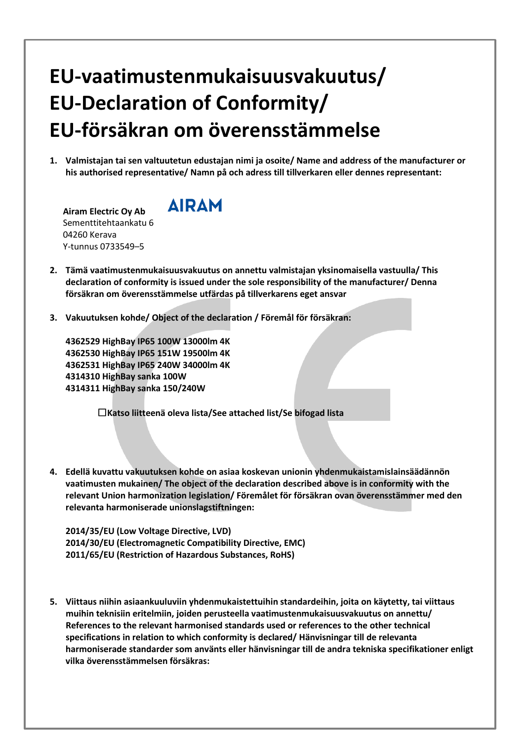# EU-vaatimustenmukaisuusvakuutus/ EU-Declaration of Conformity/ EU-försäkran om överensstämmelse

1. **Valmistajan tai sen valtuutetun edustajan nimi ja osoite/ Name and address of the manufacturer or his authorised representative/ Namn på och adress till tillverkaren eller dennes representant:**

   **Airam Electric Oy Ab**
   Sementtitehtaankatu 6
   04260 Kerava
   Y-tunnus 0733549–5

   AIRAM

2. **Tämä vaatimustenmukaisuusvakuutus on annettu valmistajan yksinomaisella vastuulla/ This declaration of conformity is issued under the sole responsibility of the manufacturer/ Denna försäkran om överensstämmelse utfärdas på tillverkarens eget ansvar**

3. **Vakuutuksen kohde/ Object of the declaration / Föremål för försäkran:**

   **4362529 HighBay IP65 100W 13000lm 4K**
   **4362530 HighBay IP65 151W 19500lm 4K**
   **4362531 HighBay IP65 240W 34000lm 4K**
   **4314310 HighBay sanka 100W**
   **4314311 HighBay sanka 150/240W**

   ☐ **Katso liitteenä oleva lista/See attached list/Se bifogad lista**

4. **Edellä kuvattu vakuutuksen kohde on asiaa koskevan unionin yhdenmukaistamislainsäädännön vaatimusten mukainen/ The object of the declaration described above is in conformity with the relevant Union harmonization legislation/ Föremålet för försäkran ovan överensstämmer med den relevanta harmoniserade unionslagstiftningen:**

   **2014/35/EU (Low Voltage Directive, LVD)**
   **2014/30/EU (Electromagnetic Compatibility Directive, EMC)**
   **2011/65/EU (Restriction of Hazardous Substances, RoHS)**

5. **Viittaus niihin asiaankuuluviin yhdenmukaistettuihin standardeihin, joita on käytetty, tai viittaus muihin teknisiin eritelmiin, joiden perusteella vaatimustenmukaisuusvakuutus on annettu/ References to the relevant harmonised standards used or references to the other technical specifications in relation to which conformity is declared/ Hänvisningar till de relevanta harmoniserade standarder som använts eller hänvisningar till de andra tekniska specifikationer enligt vilka överensstämmelsen försäkras:**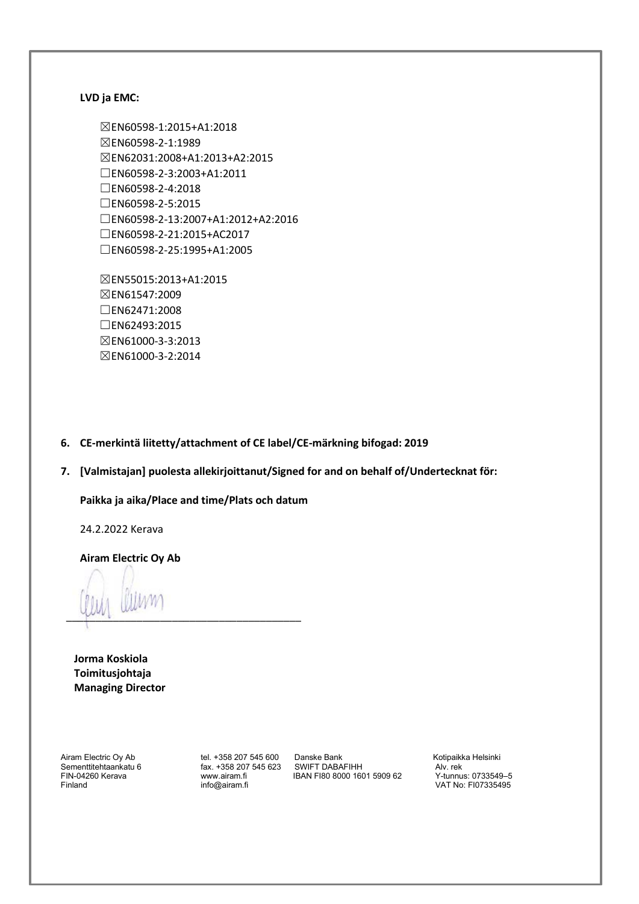**LVD ja EMC:**

☒EN60598-1:2015+A1:2018
☒EN60598-2-1:1989
☒EN62031:2008+A1:2013+A2:2015
☐EN60598-2-3:2003+A1:2011
☐EN60598-2-4:2018
☐EN60598-2-5:2015
☐EN60598-2-13:2007+A1:2012+A2:2016
☐EN60598-2-21:2015+AC2017
☐EN60598-2-25:1995+A1:2005

☒EN55015:2013+A1:2015
☒EN61547:2009
☐EN62471:2008
☐EN62493:2015
☒EN61000-3-3:2013
☒EN61000-3-2:2014

6. **CE-merkintä liitetty/attachment of CE label/CE-märkning bifogad: 2019**

7. **[Valmistajan] puolesta allekirjoittanut/Signed for and on behalf of/Undertecknat för:**

**Paikka ja aika/Place and time/Plats och datum**

24.2.2022 Kerava

**Airam Electric Oy Ab**

______________________________________

**Jorma Koskiola**
**Toimitusjohtaja**
**Managing Director**

Airam Electric Oy Ab
Sementtitehtaankatu 6
FIN-04260 Kerava
Finland

tel. +358 207 545 600
fax. +358 207 545 623
www.airam.fi
info@airam.fi

Danske Bank
SWIFT DABAFIHH
IBAN FI80 8000 1601 5909 62

Kotipaikka Helsinki
Alv. rek
Y-tunnus: 0733549–5
VAT No: FI07335495